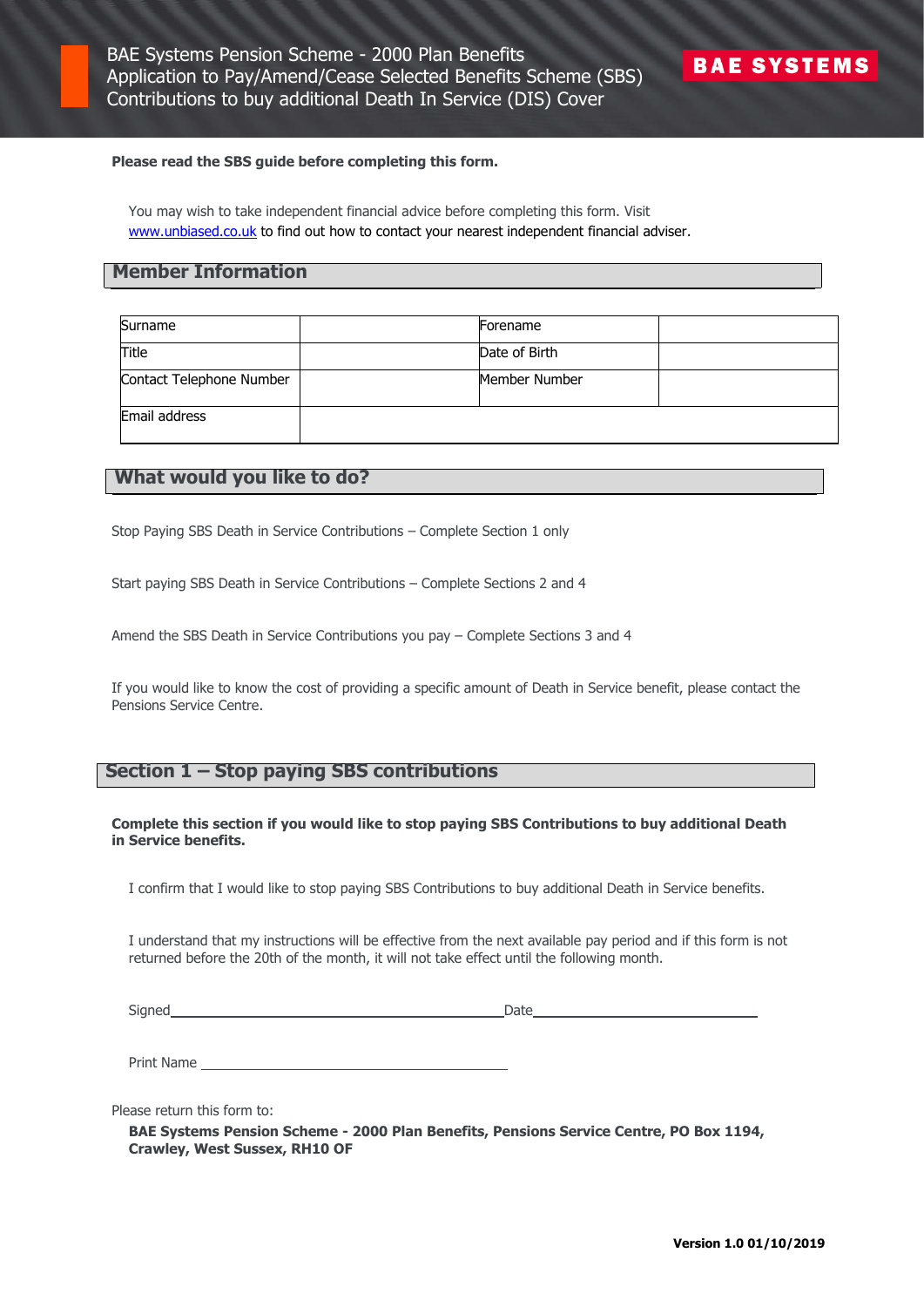# BAE Systems Pension Scheme - 2000 Plan Benefits
# Application to Pay/Amend/Cease Selected Benefits Scheme (SBS) Contributions to buy additional Death In Service (DIS) Cover

BAE SYSTEMS

**Please read the SBS guide before completing this form.**

You may wish to take independent financial advice before completing this form. Visit www.unbiased.co.uk to find out how to contact your nearest independent financial adviser.

## Member Information

| Surname | | Forename | |
|---|---|---|---|
| Title | | Date of Birth | |
| Contact Telephone Number | | Member Number | |
| Email address | | | |

## What would you like to do?

Stop Paying SBS Death in Service Contributions – Complete Section 1 only

Start paying SBS Death in Service Contributions – Complete Sections 2 and 4

Amend the SBS Death in Service Contributions you pay – Complete Sections 3 and 4

If you would like to know the cost of providing a specific amount of Death in Service benefit, please contact the Pensions Service Centre.

## Section 1 – Stop paying SBS contributions

**Complete this section if you would like to stop paying SBS Contributions to buy additional Death in Service benefits.**

I confirm that I would like to stop paying SBS Contributions to buy additional Death in Service benefits.

I understand that my instructions will be effective from the next available pay period and if this form is not returned before the 20th of the month, it will not take effect until the following month.

Signed_______________________________ Date_______________________

Print Name _____________________________

Please return this form to:

**BAE Systems Pension Scheme - 2000 Plan Benefits, Pensions Service Centre, PO Box 1194, Crawley, West Sussex, RH10 OF**

**Version 1.0 01/10/2019**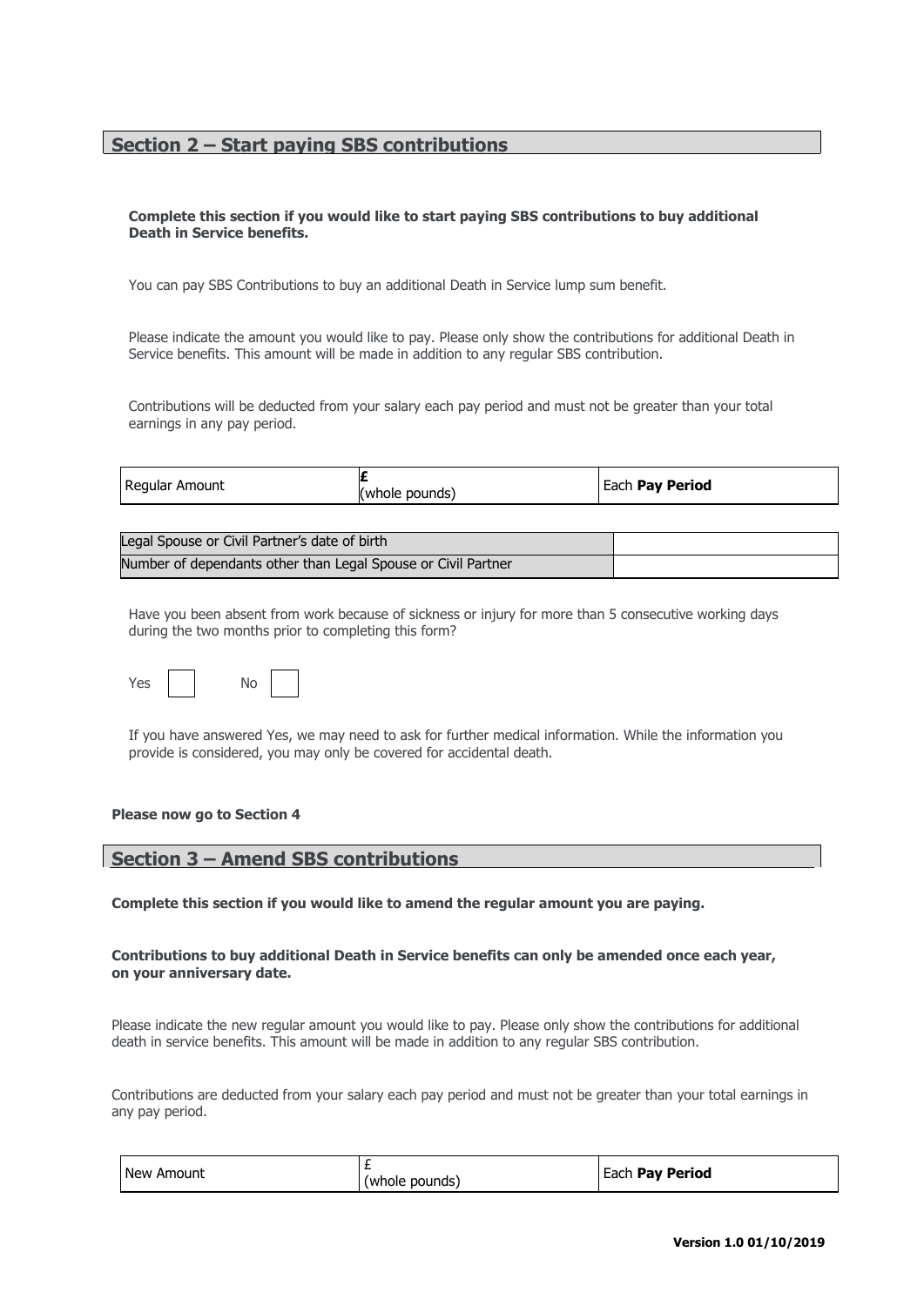## Section 2 – Start paying SBS contributions

**Complete this section if you would like to start paying SBS contributions to buy additional Death in Service benefits.**

You can pay SBS Contributions to buy an additional Death in Service lump sum benefit.

Please indicate the amount you would like to pay. Please only show the contributions for additional Death in Service benefits. This amount will be made in addition to any regular SBS contribution.

Contributions will be deducted from your salary each pay period and must not be greater than your total earnings in any pay period.

| Regular Amount | **£** (whole pounds) | Each **Pay Period** |
|---|---|---|

| Legal Spouse or Civil Partner's date of birth | |
|---|---|
| Number of dependants other than Legal Spouse or Civil Partner | |

Have you been absent from work because of sickness or injury for more than 5 consecutive working days during the two months prior to completing this form?

Yes ☐ No ☐

If you have answered Yes, we may need to ask for further medical information. While the information you provide is considered, you may only be covered for accidental death.

**Please now go to Section 4**

## Section 3 – Amend SBS contributions

**Complete this section if you would like to amend the regular amount you are paying.**

**Contributions to buy additional Death in Service benefits can only be amended once each year, on your anniversary date.**

Please indicate the new regular amount you would like to pay. Please only show the contributions for additional death in service benefits. This amount will be made in addition to any regular SBS contribution.

Contributions are deducted from your salary each pay period and must not be greater than your total earnings in any pay period.

| New Amount | £ (whole pounds) | Each **Pay Period** |
|---|---|---|

**Version 1.0 01/10/2019**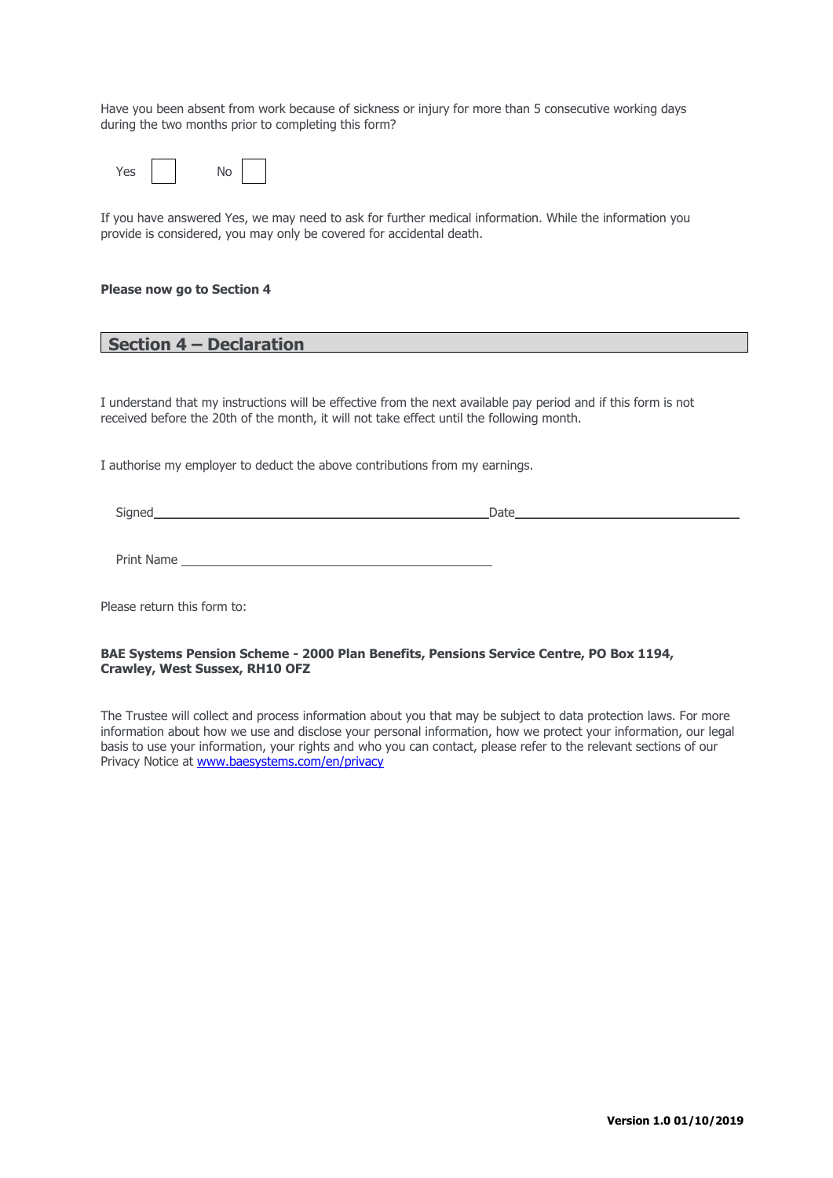Have you been absent from work because of sickness or injury for more than 5 consecutive working days during the two months prior to completing this form?

Yes ☐ No ☐

If you have answered Yes, we may need to ask for further medical information. While the information you provide is considered, you may only be covered for accidental death.

**Please now go to Section 4**

## Section 4 – Declaration

I understand that my instructions will be effective from the next available pay period and if this form is not received before the 20th of the month, it will not take effect until the following month.

I authorise my employer to deduct the above contributions from my earnings.

Signed\_\_\_\_\_\_\_\_\_\_\_\_\_\_\_\_\_\_\_\_\_\_\_\_\_\_\_\_\_\_\_\_\_\_\_\_\_\_\_\_ Date\_\_\_\_\_\_\_\_\_\_\_\_\_\_\_\_\_\_\_\_\_\_\_\_\_\_\_\_

Print Name \_\_\_\_\_\_\_\_\_\_\_\_\_\_\_\_\_\_\_\_\_\_\_\_\_\_\_\_\_\_\_\_\_\_\_\_\_\_

Please return this form to:

**BAE Systems Pension Scheme - 2000 Plan Benefits, Pensions Service Centre, PO Box 1194, Crawley, West Sussex, RH10 OFZ**

The Trustee will collect and process information about you that may be subject to data protection laws. For more information about how we use and disclose your personal information, how we protect your information, our legal basis to use your information, your rights and who you can contact, please refer to the relevant sections of our Privacy Notice at www.baesystems.com/en/privacy

**Version 1.0 01/10/2019**